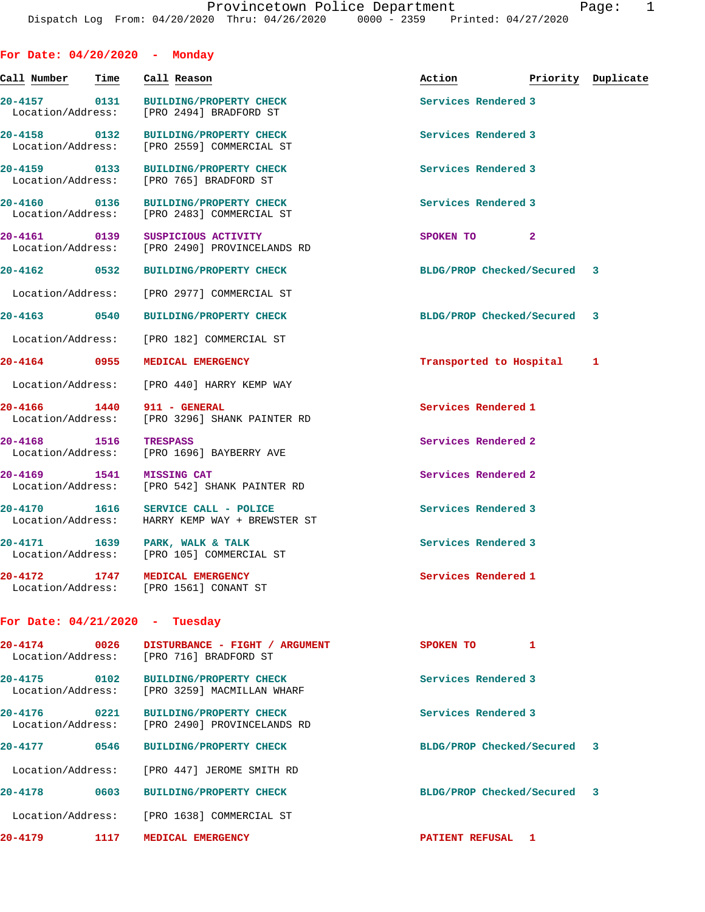Provincetown Police Department
Dispatch Log From: 04/20/2020 Thru: 04/26/2020 0000 - 2359 Printed: 04/27/2020

## For Date: 04/20/2020 - Monday

| Call Number | Time | Call Reason | Action | Priority | Duplicate |
|---|---|---|---|---|---|
| 20-4157 | 0131 | BUILDING/PROPERTY CHECK | Services Rendered | 3 | |
| Location/Address: | | [PRO 2494] BRADFORD ST | | | |
| 20-4158 | 0132 | BUILDING/PROPERTY CHECK | Services Rendered | 3 | |
| Location/Address: | | [PRO 2559] COMMERCIAL ST | | | |
| 20-4159 | 0133 | BUILDING/PROPERTY CHECK | Services Rendered | 3 | |
| Location/Address: | | [PRO 765] BRADFORD ST | | | |
| 20-4160 | 0136 | BUILDING/PROPERTY CHECK | Services Rendered | 3 | |
| Location/Address: | | [PRO 2483] COMMERCIAL ST | | | |
| 20-4161 | 0139 | SUSPICIOUS ACTIVITY | SPOKEN TO | 2 | |
| Location/Address: | | [PRO 2490] PROVINCELANDS RD | | | |
| 20-4162 | 0532 | BUILDING/PROPERTY CHECK | BLDG/PROP Checked/Secured | 3 | |
| Location/Address: | | [PRO 2977] COMMERCIAL ST | | | |
| 20-4163 | 0540 | BUILDING/PROPERTY CHECK | BLDG/PROP Checked/Secured | 3 | |
| Location/Address: | | [PRO 182] COMMERCIAL ST | | | |
| 20-4164 | 0955 | MEDICAL EMERGENCY | Transported to Hospital | 1 | |
| Location/Address: | | [PRO 440] HARRY KEMP WAY | | | |
| 20-4166 | 1440 | 911 - GENERAL | Services Rendered | 1 | |
| Location/Address: | | [PRO 3296] SHANK PAINTER RD | | | |
| 20-4168 | 1516 | TRESPASS | Services Rendered | 2 | |
| Location/Address: | | [PRO 1696] BAYBERRY AVE | | | |
| 20-4169 | 1541 | MISSING CAT | Services Rendered | 2 | |
| Location/Address: | | [PRO 542] SHANK PAINTER RD | | | |
| 20-4170 | 1616 | SERVICE CALL - POLICE | Services Rendered | 3 | |
| Location/Address: | | HARRY KEMP WAY + BREWSTER ST | | | |
| 20-4171 | 1639 | PARK, WALK & TALK | Services Rendered | 3 | |
| Location/Address: | | [PRO 105] COMMERCIAL ST | | | |
| 20-4172 | 1747 | MEDICAL EMERGENCY | Services Rendered | 1 | |
| Location/Address: | | [PRO 1561] CONANT ST | | | |

## For Date: 04/21/2020 - Tuesday

| Call Number | Time | Call Reason | Action | Priority | Duplicate |
|---|---|---|---|---|---|
| 20-4174 | 0026 | DISTURBANCE - FIGHT / ARGUMENT | SPOKEN TO | 1 | |
| Location/Address: | | [PRO 716] BRADFORD ST | | | |
| 20-4175 | 0102 | BUILDING/PROPERTY CHECK | Services Rendered | 3 | |
| Location/Address: | | [PRO 3259] MACMILLAN WHARF | | | |
| 20-4176 | 0221 | BUILDING/PROPERTY CHECK | Services Rendered | 3 | |
| Location/Address: | | [PRO 2490] PROVINCELANDS RD | | | |
| 20-4177 | 0546 | BUILDING/PROPERTY CHECK | BLDG/PROP Checked/Secured | 3 | |
| Location/Address: | | [PRO 447] JEROME SMITH RD | | | |
| 20-4178 | 0603 | BUILDING/PROPERTY CHECK | BLDG/PROP Checked/Secured | 3 | |
| Location/Address: | | [PRO 1638] COMMERCIAL ST | | | |
| 20-4179 | 1117 | MEDICAL EMERGENCY | PATIENT REFUSAL | 1 | |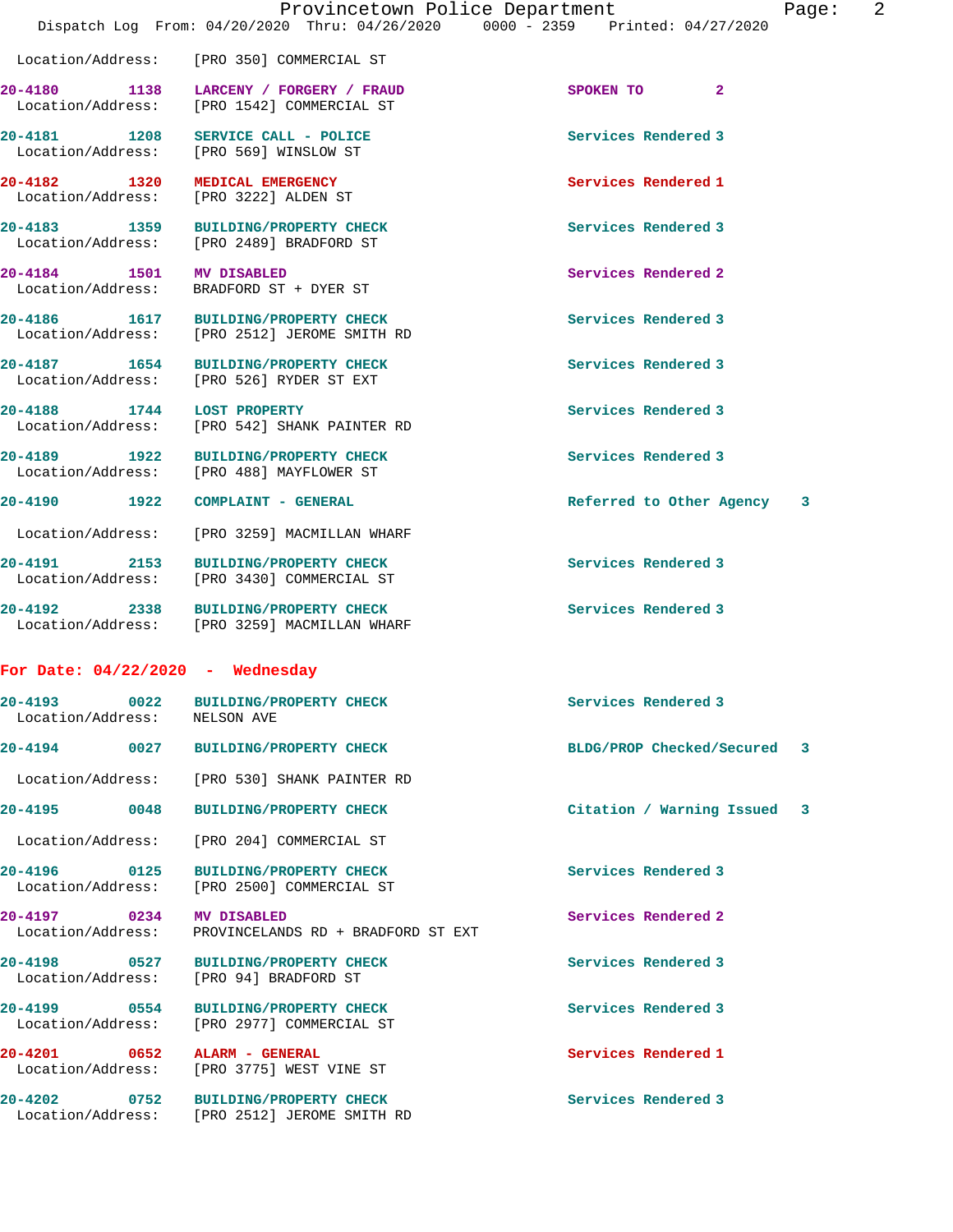Location/Address: [PRO 350] COMMERCIAL ST

| Call # | Time | Call Reason | Action | Priority |
|---|---|---|---|---|
| 20-4180 | 1138 | LARCENY / FORGERY / FRAUD | SPOKEN TO | 2 |
| | | Location/Address: [PRO 1542] COMMERCIAL ST | | |
| 20-4181 | 1208 | SERVICE CALL - POLICE | Services Rendered | 3 |
| | | Location/Address: [PRO 569] WINSLOW ST | | |
| 20-4182 | 1320 | MEDICAL EMERGENCY | Services Rendered | 1 |
| | | Location/Address: [PRO 3222] ALDEN ST | | |
| 20-4183 | 1359 | BUILDING/PROPERTY CHECK | Services Rendered | 3 |
| | | Location/Address: [PRO 2489] BRADFORD ST | | |
| 20-4184 | 1501 | MV DISABLED | Services Rendered | 2 |
| | | Location/Address: BRADFORD ST + DYER ST | | |
| 20-4186 | 1617 | BUILDING/PROPERTY CHECK | Services Rendered | 3 |
| | | Location/Address: [PRO 2512] JEROME SMITH RD | | |
| 20-4187 | 1654 | BUILDING/PROPERTY CHECK | Services Rendered | 3 |
| | | Location/Address: [PRO 526] RYDER ST EXT | | |
| 20-4188 | 1744 | LOST PROPERTY | Services Rendered | 3 |
| | | Location/Address: [PRO 542] SHANK PAINTER RD | | |
| 20-4189 | 1922 | BUILDING/PROPERTY CHECK | Services Rendered | 3 |
| | | Location/Address: [PRO 488] MAYFLOWER ST | | |
| 20-4190 | 1922 | COMPLAINT - GENERAL | Referred to Other Agency | 3 |
| | | Location/Address: [PRO 3259] MACMILLAN WHARF | | |
| 20-4191 | 2153 | BUILDING/PROPERTY CHECK | Services Rendered | 3 |
| | | Location/Address: [PRO 3430] COMMERCIAL ST | | |
| 20-4192 | 2338 | BUILDING/PROPERTY CHECK | Services Rendered | 3 |
| | | Location/Address: [PRO 3259] MACMILLAN WHARF | | |

## For Date: 04/22/2020 - Wednesday

| Call # | Time | Call Reason | Action | Priority |
|---|---|---|---|---|
| 20-4193 | 0022 | BUILDING/PROPERTY CHECK | Services Rendered | 3 |
| | | Location/Address: NELSON AVE | | |
| 20-4194 | 0027 | BUILDING/PROPERTY CHECK | BLDG/PROP Checked/Secured | 3 |
| | | Location/Address: [PRO 530] SHANK PAINTER RD | | |
| 20-4195 | 0048 | BUILDING/PROPERTY CHECK | Citation / Warning Issued | 3 |
| | | Location/Address: [PRO 204] COMMERCIAL ST | | |
| 20-4196 | 0125 | BUILDING/PROPERTY CHECK | Services Rendered | 3 |
| | | Location/Address: [PRO 2500] COMMERCIAL ST | | |
| 20-4197 | 0234 | MV DISABLED | Services Rendered | 2 |
| | | Location/Address: PROVINCELANDS RD + BRADFORD ST EXT | | |
| 20-4198 | 0527 | BUILDING/PROPERTY CHECK | Services Rendered | 3 |
| | | Location/Address: [PRO 94] BRADFORD ST | | |
| 20-4199 | 0554 | BUILDING/PROPERTY CHECK | Services Rendered | 3 |
| | | Location/Address: [PRO 2977] COMMERCIAL ST | | |
| 20-4201 | 0652 | ALARM - GENERAL | Services Rendered | 1 |
| | | Location/Address: [PRO 3775] WEST VINE ST | | |
| 20-4202 | 0752 | BUILDING/PROPERTY CHECK | Services Rendered | 3 |
| | | Location/Address: [PRO 2512] JEROME SMITH RD | | |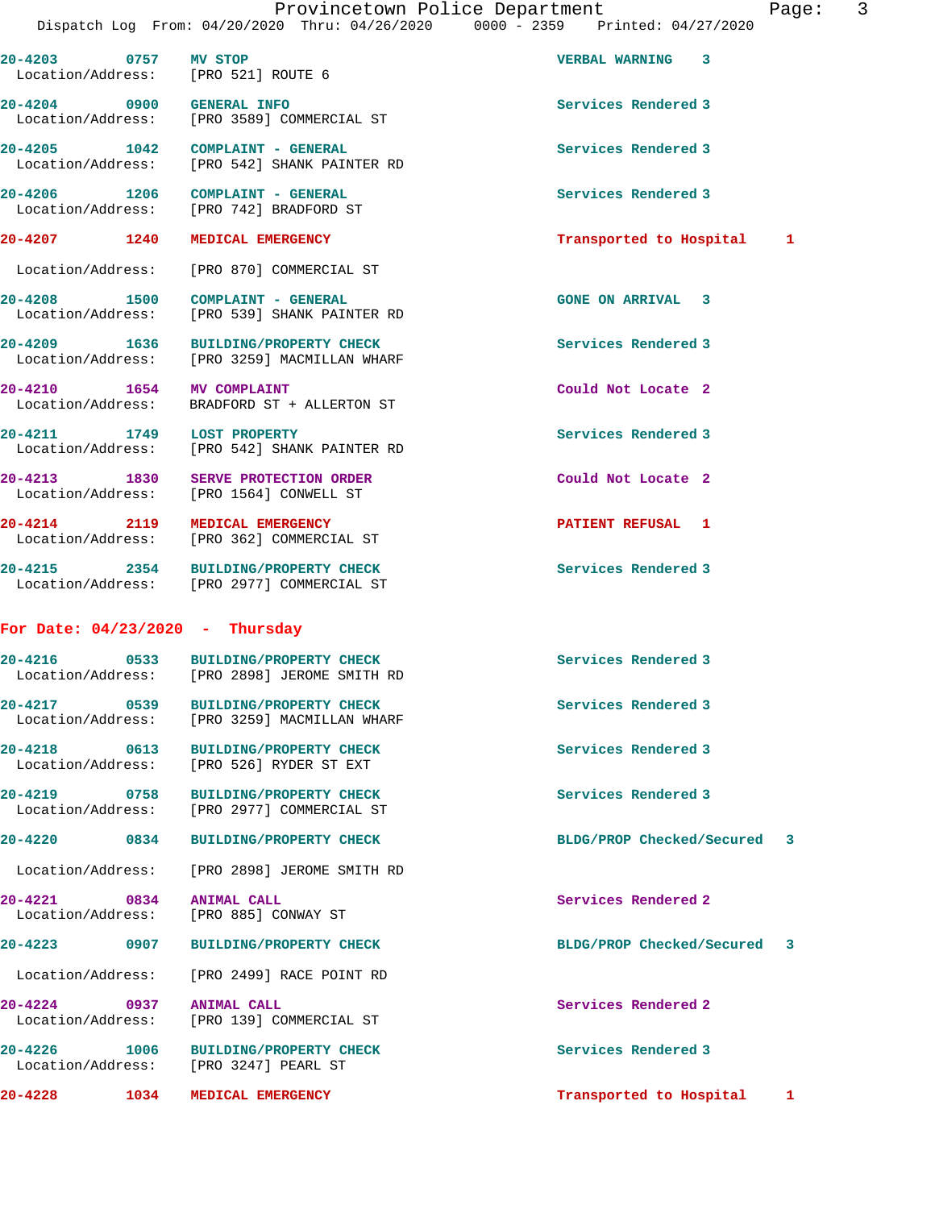| Call # | Time | Call Type | Disposition |
|---|---|---|---|
| 20-4203 | 0757 | MV STOP | VERBAL WARNING 3 |
| | | Location/Address: [PRO 521] ROUTE 6 | |
| 20-4204 | 0900 | GENERAL INFO | Services Rendered 3 |
| | | Location/Address: [PRO 3589] COMMERCIAL ST | |
| 20-4205 | 1042 | COMPLAINT - GENERAL | Services Rendered 3 |
| | | Location/Address: [PRO 542] SHANK PAINTER RD | |
| 20-4206 | 1206 | COMPLAINT - GENERAL | Services Rendered 3 |
| | | Location/Address: [PRO 742] BRADFORD ST | |
| 20-4207 | 1240 | MEDICAL EMERGENCY | Transported to Hospital 1 |
| | | Location/Address: [PRO 870] COMMERCIAL ST | |
| 20-4208 | 1500 | COMPLAINT - GENERAL | GONE ON ARRIVAL 3 |
| | | Location/Address: [PRO 539] SHANK PAINTER RD | |
| 20-4209 | 1636 | BUILDING/PROPERTY CHECK | Services Rendered 3 |
| | | Location/Address: [PRO 3259] MACMILLAN WHARF | |
| 20-4210 | 1654 | MV COMPLAINT | Could Not Locate 2 |
| | | Location/Address: BRADFORD ST + ALLERTON ST | |
| 20-4211 | 1749 | LOST PROPERTY | Services Rendered 3 |
| | | Location/Address: [PRO 542] SHANK PAINTER RD | |
| 20-4213 | 1830 | SERVE PROTECTION ORDER | Could Not Locate 2 |
| | | Location/Address: [PRO 1564] CONWELL ST | |
| 20-4214 | 2119 | MEDICAL EMERGENCY | PATIENT REFUSAL 1 |
| | | Location/Address: [PRO 362] COMMERCIAL ST | |
| 20-4215 | 2354 | BUILDING/PROPERTY CHECK | Services Rendered 3 |
| | | Location/Address: [PRO 2977] COMMERCIAL ST | |

## For Date: 04/23/2020 - Thursday

| Call # | Time | Call Type | Disposition |
|---|---|---|---|
| 20-4216 | 0533 | BUILDING/PROPERTY CHECK | Services Rendered 3 |
| | | Location/Address: [PRO 2898] JEROME SMITH RD | |
| 20-4217 | 0539 | BUILDING/PROPERTY CHECK | Services Rendered 3 |
| | | Location/Address: [PRO 3259] MACMILLAN WHARF | |
| 20-4218 | 0613 | BUILDING/PROPERTY CHECK | Services Rendered 3 |
| | | Location/Address: [PRO 526] RYDER ST EXT | |
| 20-4219 | 0758 | BUILDING/PROPERTY CHECK | Services Rendered 3 |
| | | Location/Address: [PRO 2977] COMMERCIAL ST | |
| 20-4220 | 0834 | BUILDING/PROPERTY CHECK | BLDG/PROP Checked/Secured 3 |
| | | Location/Address: [PRO 2898] JEROME SMITH RD | |
| 20-4221 | 0834 | ANIMAL CALL | Services Rendered 2 |
| | | Location/Address: [PRO 885] CONWAY ST | |
| 20-4223 | 0907 | BUILDING/PROPERTY CHECK | BLDG/PROP Checked/Secured 3 |
| | | Location/Address: [PRO 2499] RACE POINT RD | |
| 20-4224 | 0937 | ANIMAL CALL | Services Rendered 2 |
| | | Location/Address: [PRO 139] COMMERCIAL ST | |
| 20-4226 | 1006 | BUILDING/PROPERTY CHECK | Services Rendered 3 |
| | | Location/Address: [PRO 3247] PEARL ST | |
| 20-4228 | 1034 | MEDICAL EMERGENCY | Transported to Hospital 1 |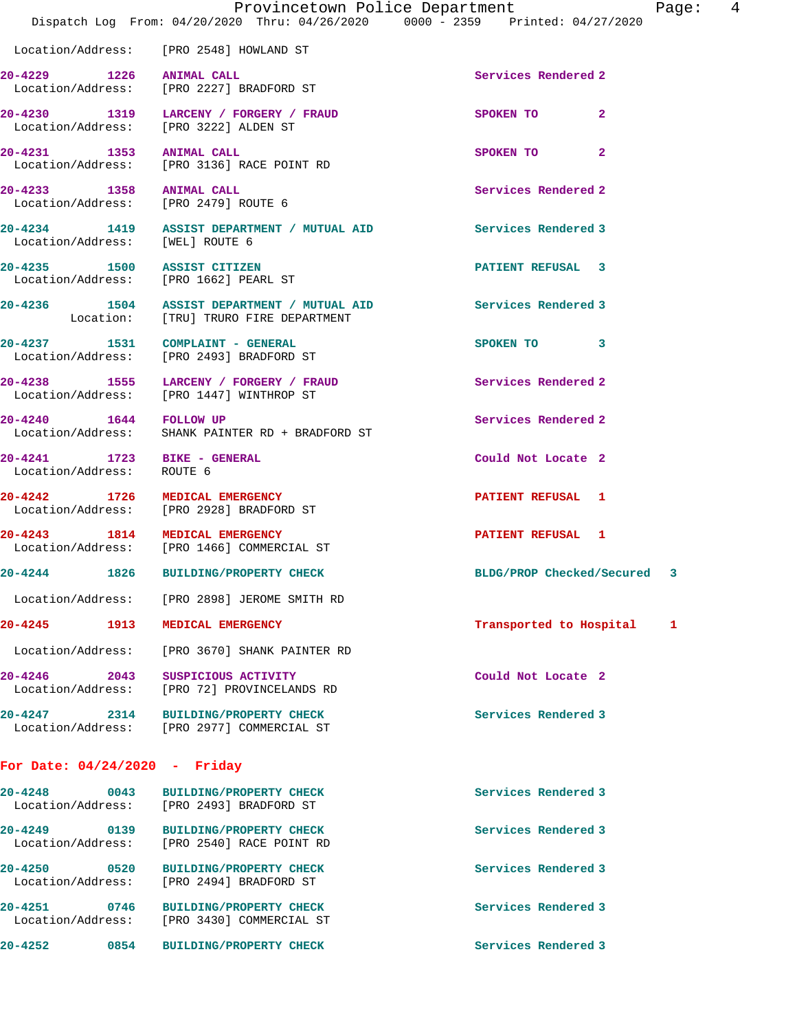Location/Address: [PRO 2548] HOWLAND ST

| Call # | Time | Call Reason | Action | Priority |
|---|---|---|---|---|
| 20-4229 | 1226 | ANIMAL CALL | Services Rendered | 2 |
| | | Location/Address: [PRO 2227] BRADFORD ST | | |
| 20-4230 | 1319 | LARCENY / FORGERY / FRAUD | SPOKEN TO | 2 |
| | | Location/Address: [PRO 3222] ALDEN ST | | |
| 20-4231 | 1353 | ANIMAL CALL | SPOKEN TO | 2 |
| | | Location/Address: [PRO 3136] RACE POINT RD | | |
| 20-4233 | 1358 | ANIMAL CALL | Services Rendered | 2 |
| | | Location/Address: [PRO 2479] ROUTE 6 | | |
| 20-4234 | 1419 | ASSIST DEPARTMENT / MUTUAL AID | Services Rendered | 3 |
| | | Location/Address: [WEL] ROUTE 6 | | |
| 20-4235 | 1500 | ASSIST CITIZEN | PATIENT REFUSAL | 3 |
| | | Location/Address: [PRO 1662] PEARL ST | | |
| 20-4236 | 1504 | ASSIST DEPARTMENT / MUTUAL AID | Services Rendered | 3 |
| | | Location: [TRU] TRURO FIRE DEPARTMENT | | |
| 20-4237 | 1531 | COMPLAINT - GENERAL | SPOKEN TO | 3 |
| | | Location/Address: [PRO 2493] BRADFORD ST | | |
| 20-4238 | 1555 | LARCENY / FORGERY / FRAUD | Services Rendered | 2 |
| | | Location/Address: [PRO 1447] WINTHROP ST | | |
| 20-4240 | 1644 | FOLLOW UP | Services Rendered | 2 |
| | | Location/Address: SHANK PAINTER RD + BRADFORD ST | | |
| 20-4241 | 1723 | BIKE - GENERAL | Could Not Locate | 2 |
| | | Location/Address: ROUTE 6 | | |
| 20-4242 | 1726 | MEDICAL EMERGENCY | PATIENT REFUSAL | 1 |
| | | Location/Address: [PRO 2928] BRADFORD ST | | |
| 20-4243 | 1814 | MEDICAL EMERGENCY | PATIENT REFUSAL | 1 |
| | | Location/Address: [PRO 1466] COMMERCIAL ST | | |
| 20-4244 | 1826 | BUILDING/PROPERTY CHECK | BLDG/PROP Checked/Secured | 3 |
| | | Location/Address: [PRO 2898] JEROME SMITH RD | | |
| 20-4245 | 1913 | MEDICAL EMERGENCY | Transported to Hospital | 1 |
| | | Location/Address: [PRO 3670] SHANK PAINTER RD | | |
| 20-4246 | 2043 | SUSPICIOUS ACTIVITY | Could Not Locate | 2 |
| | | Location/Address: [PRO 72] PROVINCELANDS RD | | |
| 20-4247 | 2314 | BUILDING/PROPERTY CHECK | Services Rendered | 3 |
| | | Location/Address: [PRO 2977] COMMERCIAL ST | | |

## For Date: 04/24/2020 - Friday

| Call # | Time | Call Reason | Action | Priority |
|---|---|---|---|---|
| 20-4248 | 0043 | BUILDING/PROPERTY CHECK | Services Rendered | 3 |
| | | Location/Address: [PRO 2493] BRADFORD ST | | |
| 20-4249 | 0139 | BUILDING/PROPERTY CHECK | Services Rendered | 3 |
| | | Location/Address: [PRO 2540] RACE POINT RD | | |
| 20-4250 | 0520 | BUILDING/PROPERTY CHECK | Services Rendered | 3 |
| | | Location/Address: [PRO 2494] BRADFORD ST | | |
| 20-4251 | 0746 | BUILDING/PROPERTY CHECK | Services Rendered | 3 |
| | | Location/Address: [PRO 3430] COMMERCIAL ST | | |
| 20-4252 | 0854 | BUILDING/PROPERTY CHECK | Services Rendered | 3 |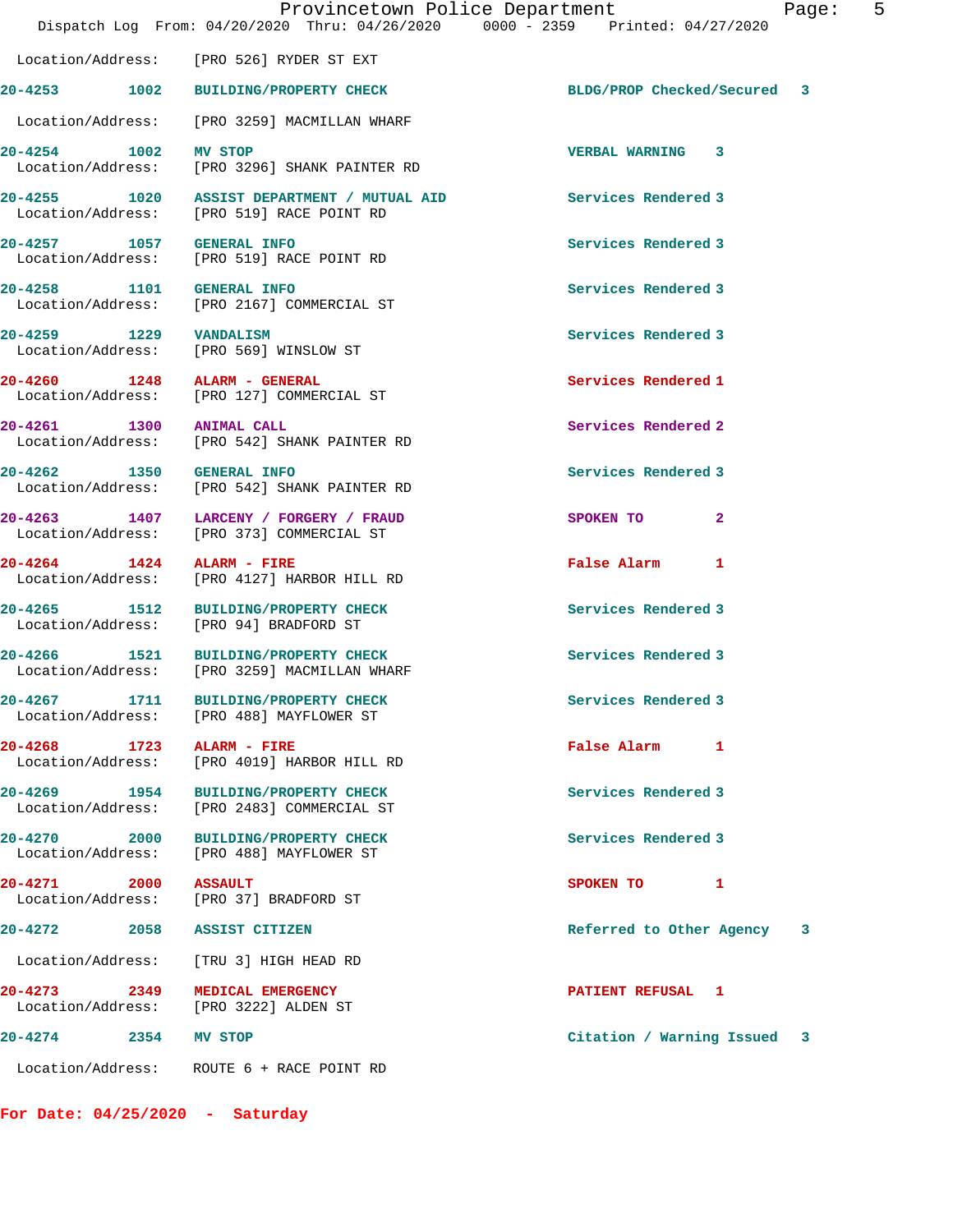Location/Address: [PRO 526] RYDER ST EXT

| Call # | Time | Call Reason | Action | Priority |
|---|---|---|---|---|
| 20-4253 | 1002 | BUILDING/PROPERTY CHECK | BLDG/PROP Checked/Secured | 3 |
| | | Location/Address: [PRO 3259] MACMILLAN WHARF | | |
| 20-4254 | 1002 | MV STOP | VERBAL WARNING | 3 |
| | | Location/Address: [PRO 3296] SHANK PAINTER RD | | |
| 20-4255 | 1020 | ASSIST DEPARTMENT / MUTUAL AID | Services Rendered | 3 |
| | | Location/Address: [PRO 519] RACE POINT RD | | |
| 20-4257 | 1057 | GENERAL INFO | Services Rendered | 3 |
| | | Location/Address: [PRO 519] RACE POINT RD | | |
| 20-4258 | 1101 | GENERAL INFO | Services Rendered | 3 |
| | | Location/Address: [PRO 2167] COMMERCIAL ST | | |
| 20-4259 | 1229 | VANDALISM | Services Rendered | 3 |
| | | Location/Address: [PRO 569] WINSLOW ST | | |
| 20-4260 | 1248 | ALARM - GENERAL | Services Rendered | 1 |
| | | Location/Address: [PRO 127] COMMERCIAL ST | | |
| 20-4261 | 1300 | ANIMAL CALL | Services Rendered | 2 |
| | | Location/Address: [PRO 542] SHANK PAINTER RD | | |
| 20-4262 | 1350 | GENERAL INFO | Services Rendered | 3 |
| | | Location/Address: [PRO 542] SHANK PAINTER RD | | |
| 20-4263 | 1407 | LARCENY / FORGERY / FRAUD | SPOKEN TO | 2 |
| | | Location/Address: [PRO 373] COMMERCIAL ST | | |
| 20-4264 | 1424 | ALARM - FIRE | False Alarm | 1 |
| | | Location/Address: [PRO 4127] HARBOR HILL RD | | |
| 20-4265 | 1512 | BUILDING/PROPERTY CHECK | Services Rendered | 3 |
| | | Location/Address: [PRO 94] BRADFORD ST | | |
| 20-4266 | 1521 | BUILDING/PROPERTY CHECK | Services Rendered | 3 |
| | | Location/Address: [PRO 3259] MACMILLAN WHARF | | |
| 20-4267 | 1711 | BUILDING/PROPERTY CHECK | Services Rendered | 3 |
| | | Location/Address: [PRO 488] MAYFLOWER ST | | |
| 20-4268 | 1723 | ALARM - FIRE | False Alarm | 1 |
| | | Location/Address: [PRO 4019] HARBOR HILL RD | | |
| 20-4269 | 1954 | BUILDING/PROPERTY CHECK | Services Rendered | 3 |
| | | Location/Address: [PRO 2483] COMMERCIAL ST | | |
| 20-4270 | 2000 | BUILDING/PROPERTY CHECK | Services Rendered | 3 |
| | | Location/Address: [PRO 488] MAYFLOWER ST | | |
| 20-4271 | 2000 | ASSAULT | SPOKEN TO | 1 |
| | | Location/Address: [PRO 37] BRADFORD ST | | |
| 20-4272 | 2058 | ASSIST CITIZEN | Referred to Other Agency | 3 |
| | | Location/Address: [TRU 3] HIGH HEAD RD | | |
| 20-4273 | 2349 | MEDICAL EMERGENCY | PATIENT REFUSAL | 1 |
| | | Location/Address: [PRO 3222] ALDEN ST | | |
| 20-4274 | 2354 | MV STOP | Citation / Warning Issued | 3 |
| | | Location/Address: ROUTE 6 + RACE POINT RD | | |

**For Date: 04/25/2020 - Saturday**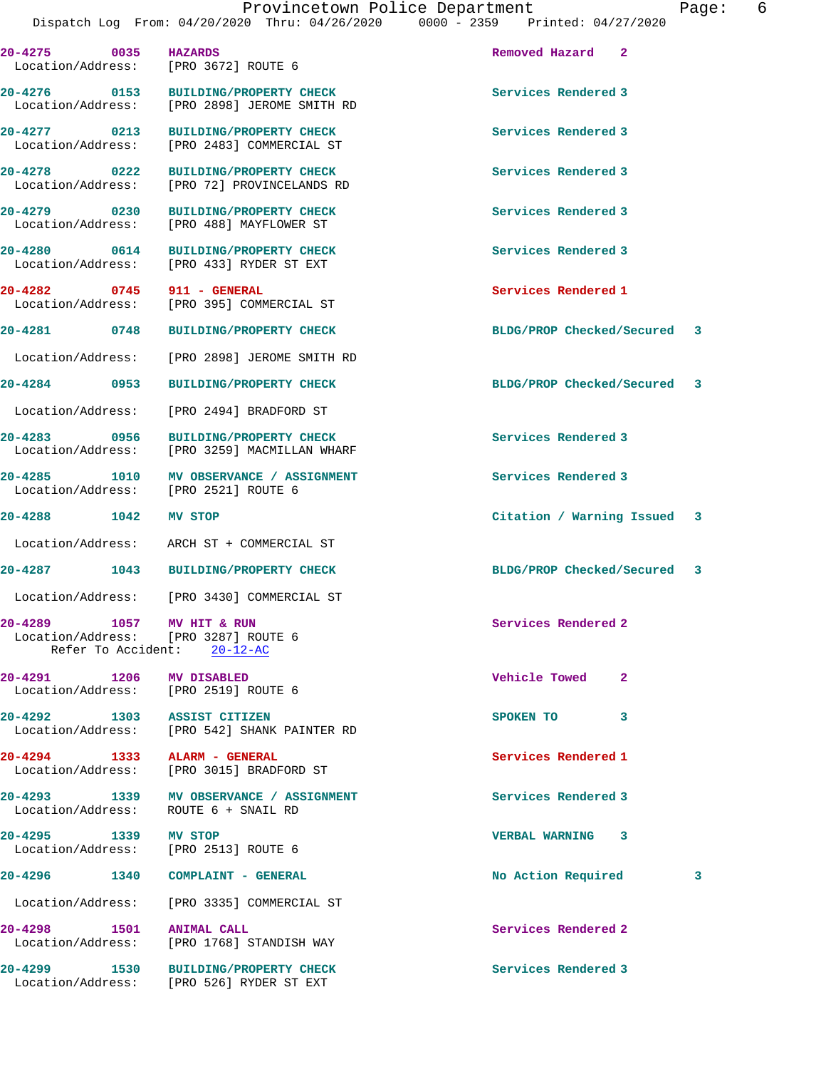20-4275 0035 HAZARDS Removed Hazard 2
Location/Address: [PRO 3672] ROUTE 6

20-4276 0153 BUILDING/PROPERTY CHECK Services Rendered 3
Location/Address: [PRO 2898] JEROME SMITH RD

20-4277 0213 BUILDING/PROPERTY CHECK Services Rendered 3
Location/Address: [PRO 2483] COMMERCIAL ST

20-4278 0222 BUILDING/PROPERTY CHECK Services Rendered 3
Location/Address: [PRO 72] PROVINCELANDS RD

20-4279 0230 BUILDING/PROPERTY CHECK Services Rendered 3
Location/Address: [PRO 488] MAYFLOWER ST

20-4280 0614 BUILDING/PROPERTY CHECK Services Rendered 3
Location/Address: [PRO 433] RYDER ST EXT

20-4282 0745 911 - GENERAL Services Rendered 1
Location/Address: [PRO 395] COMMERCIAL ST

20-4281 0748 BUILDING/PROPERTY CHECK BLDG/PROP Checked/Secured 3
Location/Address: [PRO 2898] JEROME SMITH RD

20-4284 0953 BUILDING/PROPERTY CHECK BLDG/PROP Checked/Secured 3
Location/Address: [PRO 2494] BRADFORD ST

20-4283 0956 BUILDING/PROPERTY CHECK Services Rendered 3
Location/Address: [PRO 3259] MACMILLAN WHARF

20-4285 1010 MV OBSERVANCE / ASSIGNMENT Services Rendered 3
Location/Address: [PRO 2521] ROUTE 6

20-4288 1042 MV STOP Citation / Warning Issued 3
Location/Address: ARCH ST + COMMERCIAL ST

20-4287 1043 BUILDING/PROPERTY CHECK BLDG/PROP Checked/Secured 3
Location/Address: [PRO 3430] COMMERCIAL ST

20-4289 1057 MV HIT & RUN Services Rendered 2
Location/Address: [PRO 3287] ROUTE 6
Refer To Accident: 20-12-AC

20-4291 1206 MV DISABLED Vehicle Towed 2
Location/Address: [PRO 2519] ROUTE 6

20-4292 1303 ASSIST CITIZEN SPOKEN TO 3
Location/Address: [PRO 542] SHANK PAINTER RD

20-4294 1333 ALARM - GENERAL Services Rendered 1
Location/Address: [PRO 3015] BRADFORD ST

20-4293 1339 MV OBSERVANCE / ASSIGNMENT Services Rendered 3
Location/Address: ROUTE 6 + SNAIL RD

20-4295 1339 MV STOP VERBAL WARNING 3
Location/Address: [PRO 2513] ROUTE 6

20-4296 1340 COMPLAINT - GENERAL No Action Required 3
Location/Address: [PRO 3335] COMMERCIAL ST

20-4298 1501 ANIMAL CALL Services Rendered 2
Location/Address: [PRO 1768] STANDISH WAY

20-4299 1530 BUILDING/PROPERTY CHECK Services Rendered 3
Location/Address: [PRO 526] RYDER ST EXT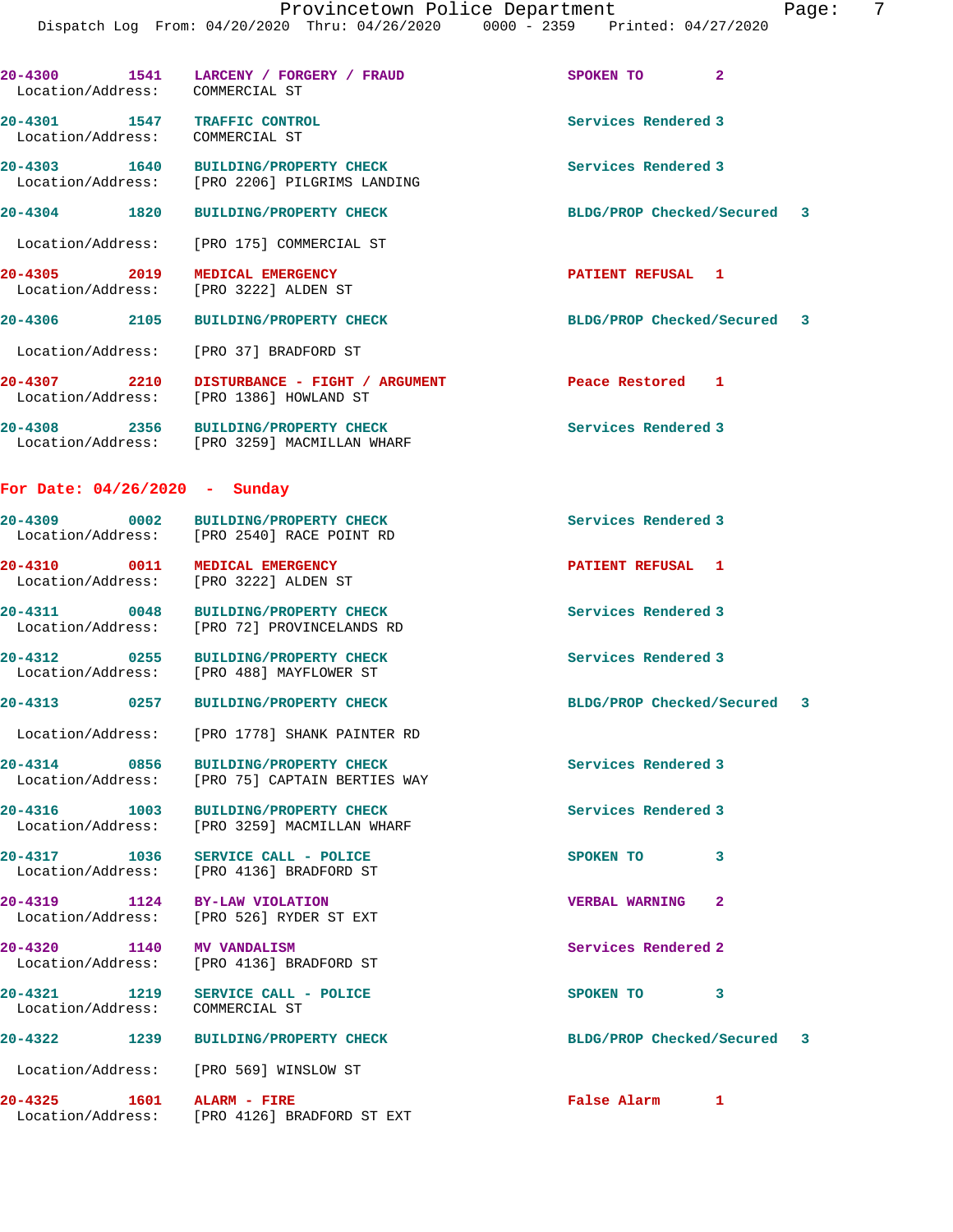20-4300 1541 LARCENY / FORGERY / FRAUD SPOKEN TO 2
Location/Address: COMMERCIAL ST

20-4301 1547 TRAFFIC CONTROL Services Rendered 3
Location/Address: COMMERCIAL ST

20-4303 1640 BUILDING/PROPERTY CHECK Services Rendered 3
Location/Address: [PRO 2206] PILGRIMS LANDING

20-4304 1820 BUILDING/PROPERTY CHECK BLDG/PROP Checked/Secured 3
Location/Address: [PRO 175] COMMERCIAL ST

20-4305 2019 MEDICAL EMERGENCY PATIENT REFUSAL 1
Location/Address: [PRO 3222] ALDEN ST

20-4306 2105 BUILDING/PROPERTY CHECK BLDG/PROP Checked/Secured 3
Location/Address: [PRO 37] BRADFORD ST

20-4307 2210 DISTURBANCE - FIGHT / ARGUMENT Peace Restored 1
Location/Address: [PRO 1386] HOWLAND ST

20-4308 2356 BUILDING/PROPERTY CHECK Services Rendered 3
Location/Address: [PRO 3259] MACMILLAN WHARF

## For Date: 04/26/2020 - Sunday

20-4309 0002 BUILDING/PROPERTY CHECK Services Rendered 3
Location/Address: [PRO 2540] RACE POINT RD

20-4310 0011 MEDICAL EMERGENCY PATIENT REFUSAL 1
Location/Address: [PRO 3222] ALDEN ST

20-4311 0048 BUILDING/PROPERTY CHECK Services Rendered 3
Location/Address: [PRO 72] PROVINCELANDS RD

20-4312 0255 BUILDING/PROPERTY CHECK Services Rendered 3
Location/Address: [PRO 488] MAYFLOWER ST

20-4313 0257 BUILDING/PROPERTY CHECK BLDG/PROP Checked/Secured 3
Location/Address: [PRO 1778] SHANK PAINTER RD

20-4314 0856 BUILDING/PROPERTY CHECK Services Rendered 3
Location/Address: [PRO 75] CAPTAIN BERTIES WAY

20-4316 1003 BUILDING/PROPERTY CHECK Services Rendered 3
Location/Address: [PRO 3259] MACMILLAN WHARF

20-4317 1036 SERVICE CALL - POLICE SPOKEN TO 3
Location/Address: [PRO 4136] BRADFORD ST

20-4319 1124 BY-LAW VIOLATION VERBAL WARNING 2
Location/Address: [PRO 526] RYDER ST EXT

20-4320 1140 MV VANDALISM Services Rendered 2
Location/Address: [PRO 4136] BRADFORD ST

20-4321 1219 SERVICE CALL - POLICE SPOKEN TO 3
Location/Address: COMMERCIAL ST

20-4322 1239 BUILDING/PROPERTY CHECK BLDG/PROP Checked/Secured 3
Location/Address: [PRO 569] WINSLOW ST

20-4325 1601 ALARM - FIRE False Alarm 1
Location/Address: [PRO 4126] BRADFORD ST EXT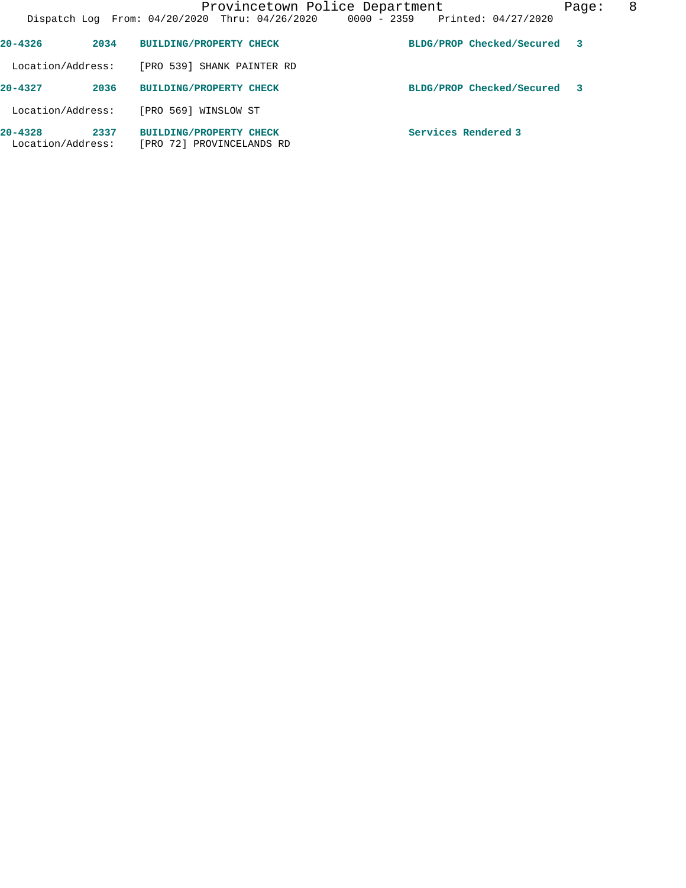**20-4326 2034 BUILDING/PROPERTY CHECK** **BLDG/PROP Checked/Secured 3**

Location/Address: [PRO 539] SHANK PAINTER RD

**20-4327 2036 BUILDING/PROPERTY CHECK** **BLDG/PROP Checked/Secured 3**

Location/Address: [PRO 569] WINSLOW ST

**20-4328 2337 BUILDING/PROPERTY CHECK** **Services Rendered 3**

Location/Address: [PRO 72] PROVINCELANDS RD